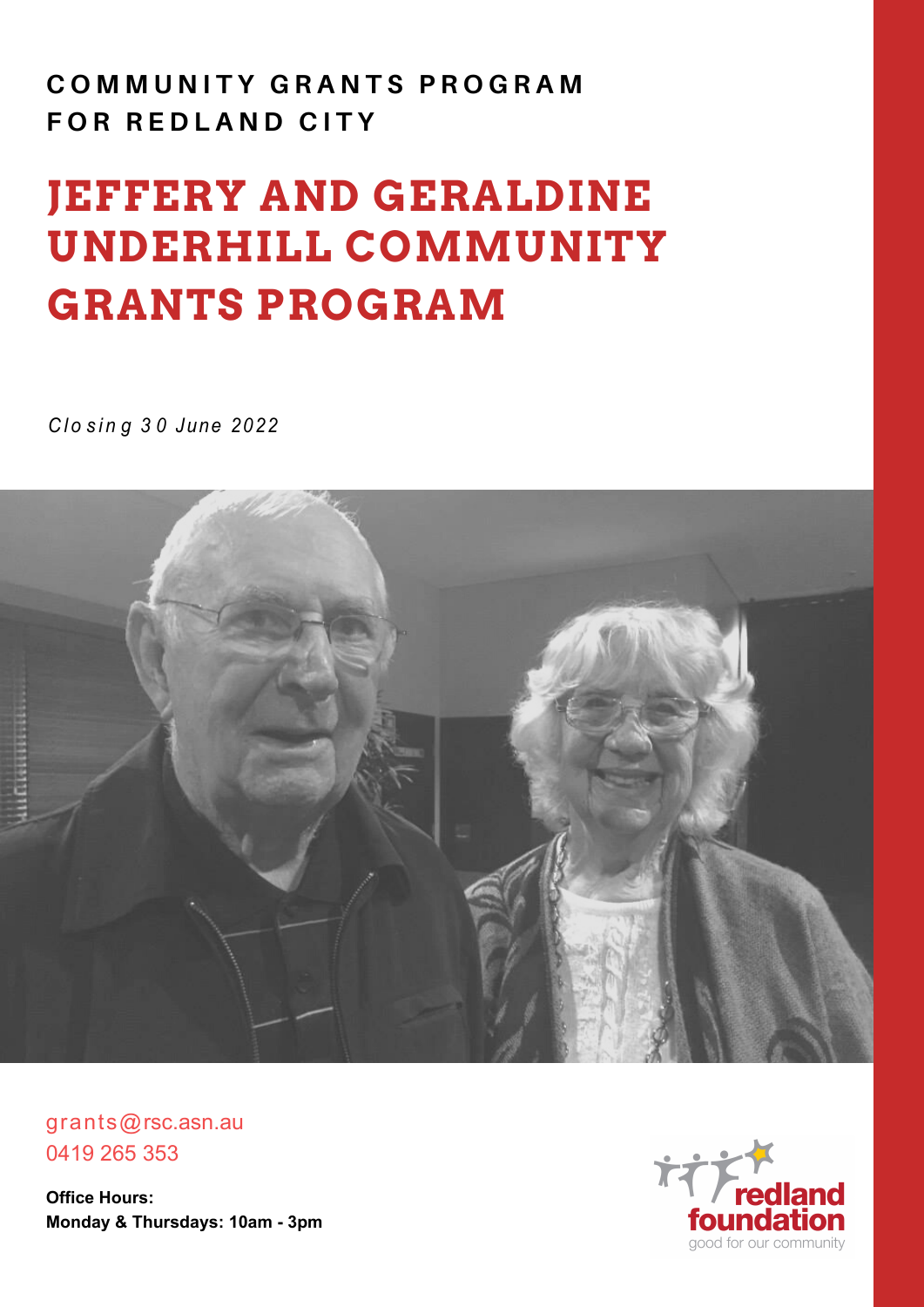**COMMUNITY GRANTS PROGRAM FOR REDLAND CITY**

# JEFFERY AND GERALDINE UNDERHILL COMMUNITY GRANTS PROGRAM

*Closing 30 June 2022*

grants@rsc.asn.au
0419 265 353

**Office Hours:**
**Monday & Thursdays: 10am - 3pm**

redland foundation
good for our community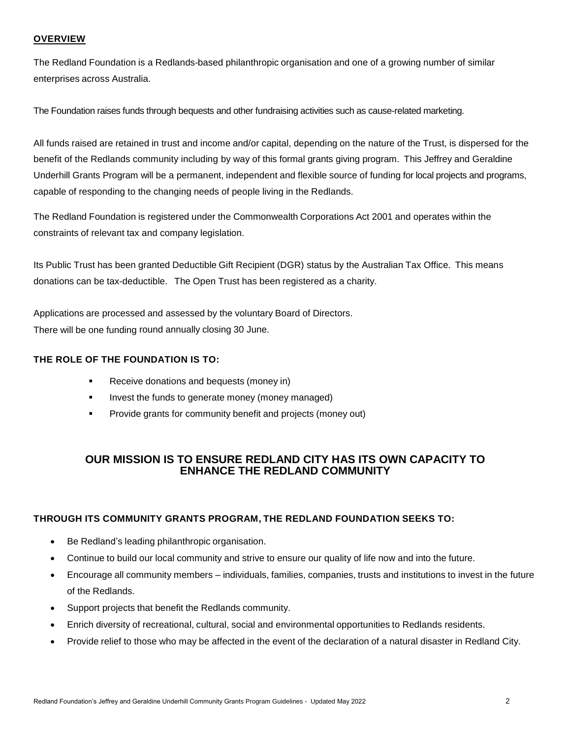## OVERVIEW

The Redland Foundation is a Redlands-based philanthropic organisation and one of a growing number of similar enterprises across Australia.

The Foundation raises funds through bequests and other fundraising activities such as cause-related marketing.

All funds raised are retained in trust and income and/or capital, depending on the nature of the Trust, is dispersed for the benefit of the Redlands community including by way of this formal grants giving program. This Jeffrey and Geraldine Underhill Grants Program will be a permanent, independent and flexible source of funding for local projects and programs, capable of responding to the changing needs of people living in the Redlands.

The Redland Foundation is registered under the Commonwealth Corporations Act 2001 and operates within the constraints of relevant tax and company legislation.

Its Public Trust has been granted Deductible Gift Recipient (DGR) status by the Australian Tax Office. This means donations can be tax-deductible. The Open Trust has been registered as a charity.

Applications are processed and assessed by the voluntary Board of Directors.
There will be one funding round annually closing 30 June.

### THE ROLE OF THE FOUNDATION IS TO:

- Receive donations and bequests (money in)
- Invest the funds to generate money (money managed)
- Provide grants for community benefit and projects (money out)

## OUR MISSION IS TO ENSURE REDLAND CITY HAS ITS OWN CAPACITY TO ENHANCE THE REDLAND COMMUNITY

### THROUGH ITS COMMUNITY GRANTS PROGRAM, THE REDLAND FOUNDATION SEEKS TO:

- Be Redland's leading philanthropic organisation.
- Continue to build our local community and strive to ensure our quality of life now and into the future.
- Encourage all community members – individuals, families, companies, trusts and institutions to invest in the future of the Redlands.
- Support projects that benefit the Redlands community.
- Enrich diversity of recreational, cultural, social and environmental opportunities to Redlands residents.
- Provide relief to those who may be affected in the event of the declaration of a natural disaster in Redland City.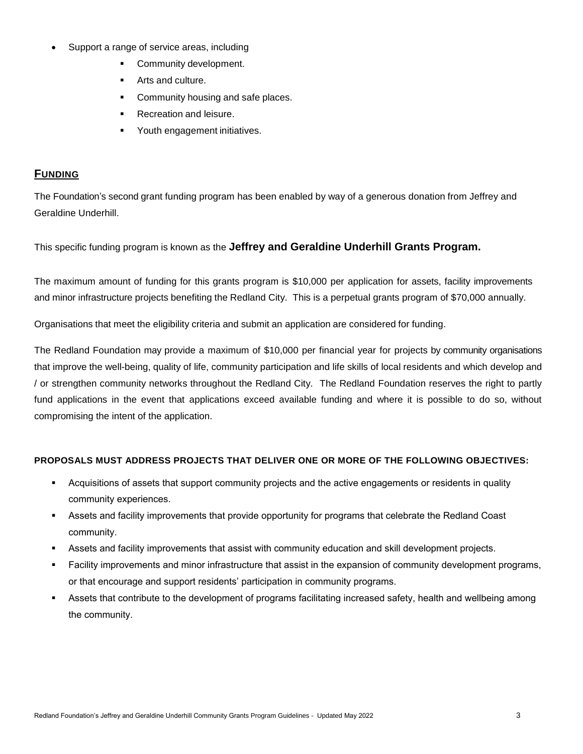- Support a range of service areas, including
  - Community development.
  - Arts and culture.
  - Community housing and safe places.
  - Recreation and leisure.
  - Youth engagement initiatives.

## FUNDING

The Foundation's second grant funding program has been enabled by way of a generous donation from Jeffrey and Geraldine Underhill.

This specific funding program is known as the **Jeffrey and Geraldine Underhill Grants Program.**

The maximum amount of funding for this grants program is $10,000 per application for assets, facility improvements and minor infrastructure projects benefiting the Redland City. This is a perpetual grants program of $70,000 annually.

Organisations that meet the eligibility criteria and submit an application are considered for funding.

The Redland Foundation may provide a maximum of $10,000 per financial year for projects by community organisations that improve the well-being, quality of life, community participation and life skills of local residents and which develop and / or strengthen community networks throughout the Redland City. The Redland Foundation reserves the right to partly fund applications in the event that applications exceed available funding and where it is possible to do so, without compromising the intent of the application.

**PROPOSALS MUST ADDRESS PROJECTS THAT DELIVER ONE OR MORE OF THE FOLLOWING OBJECTIVES:**

- Acquisitions of assets that support community projects and the active engagements or residents in quality community experiences.
- Assets and facility improvements that provide opportunity for programs that celebrate the Redland Coast community.
- Assets and facility improvements that assist with community education and skill development projects.
- Facility improvements and minor infrastructure that assist in the expansion of community development programs, or that encourage and support residents' participation in community programs.
- Assets that contribute to the development of programs facilitating increased safety, health and wellbeing among the community.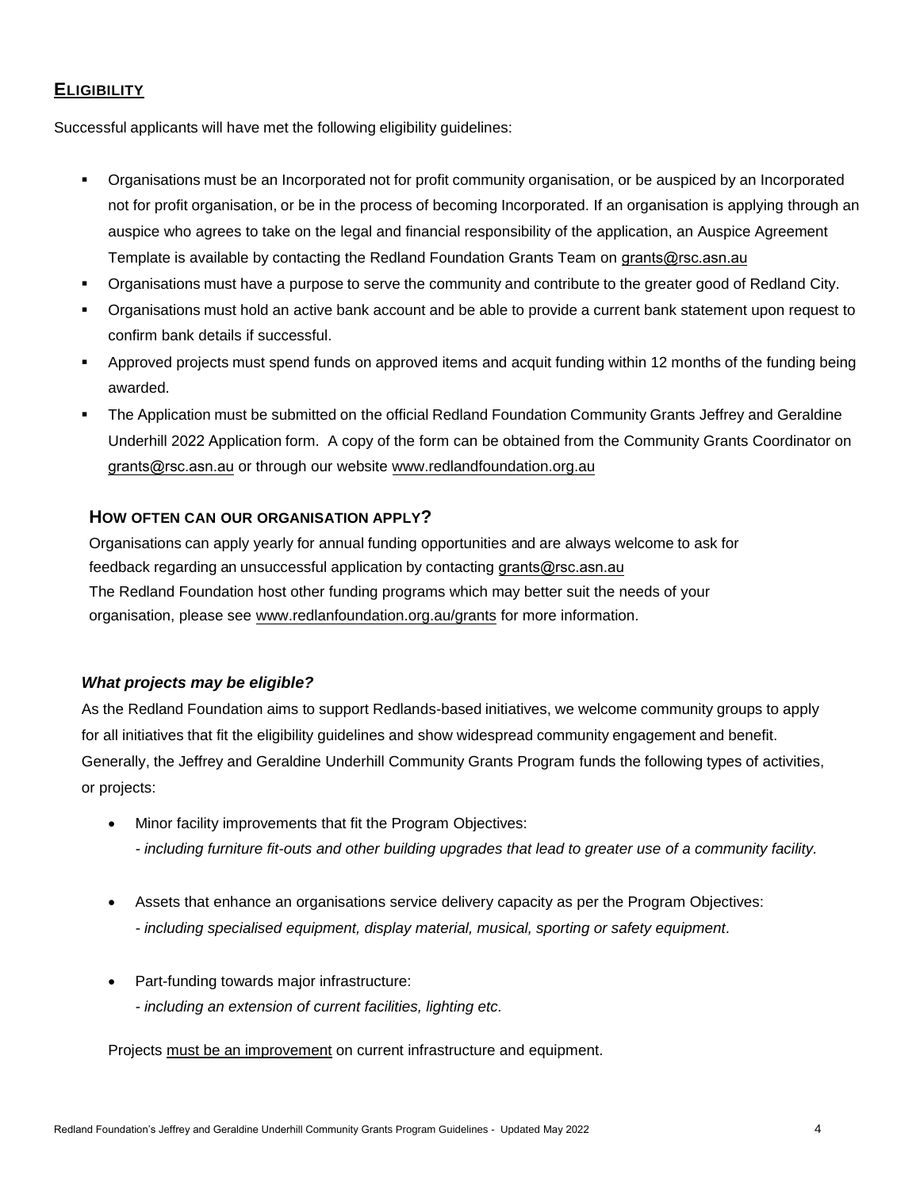## ELIGIBILITY

Successful applicants will have met the following eligibility guidelines:

- Organisations must be an Incorporated not for profit community organisation, or be auspiced by an Incorporated not for profit organisation, or be in the process of becoming Incorporated. If an organisation is applying through an auspice who agrees to take on the legal and financial responsibility of the application, an Auspice Agreement Template is available by contacting the Redland Foundation Grants Team on grants@rsc.asn.au
- Organisations must have a purpose to serve the community and contribute to the greater good of Redland City.
- Organisations must hold an active bank account and be able to provide a current bank statement upon request to confirm bank details if successful.
- Approved projects must spend funds on approved items and acquit funding within 12 months of the funding being awarded.
- The Application must be submitted on the official Redland Foundation Community Grants Jeffrey and Geraldine Underhill 2022 Application form. A copy of the form can be obtained from the Community Grants Coordinator on grants@rsc.asn.au or through our website www.redlandfoundation.org.au

### HOW OFTEN CAN OUR ORGANISATION APPLY?

Organisations can apply yearly for annual funding opportunities and are always welcome to ask for feedback regarding an unsuccessful application by contacting grants@rsc.asn.au
The Redland Foundation host other funding programs which may better suit the needs of your organisation, please see www.redlanfoundation.org.au/grants for more information.

### *What projects may be eligible?*

As the Redland Foundation aims to support Redlands-based initiatives, we welcome community groups to apply for all initiatives that fit the eligibility guidelines and show widespread community engagement and benefit. Generally, the Jeffrey and Geraldine Underhill Community Grants Program funds the following types of activities, or projects:

- Minor facility improvements that fit the Program Objectives:
  *- including furniture fit-outs and other building upgrades that lead to greater use of a community facility.*

- Assets that enhance an organisations service delivery capacity as per the Program Objectives:
  *- including specialised equipment, display material, musical, sporting or safety equipment.*

- Part-funding towards major infrastructure:
  *- including an extension of current facilities, lighting etc.*

Projects must be an improvement on current infrastructure and equipment.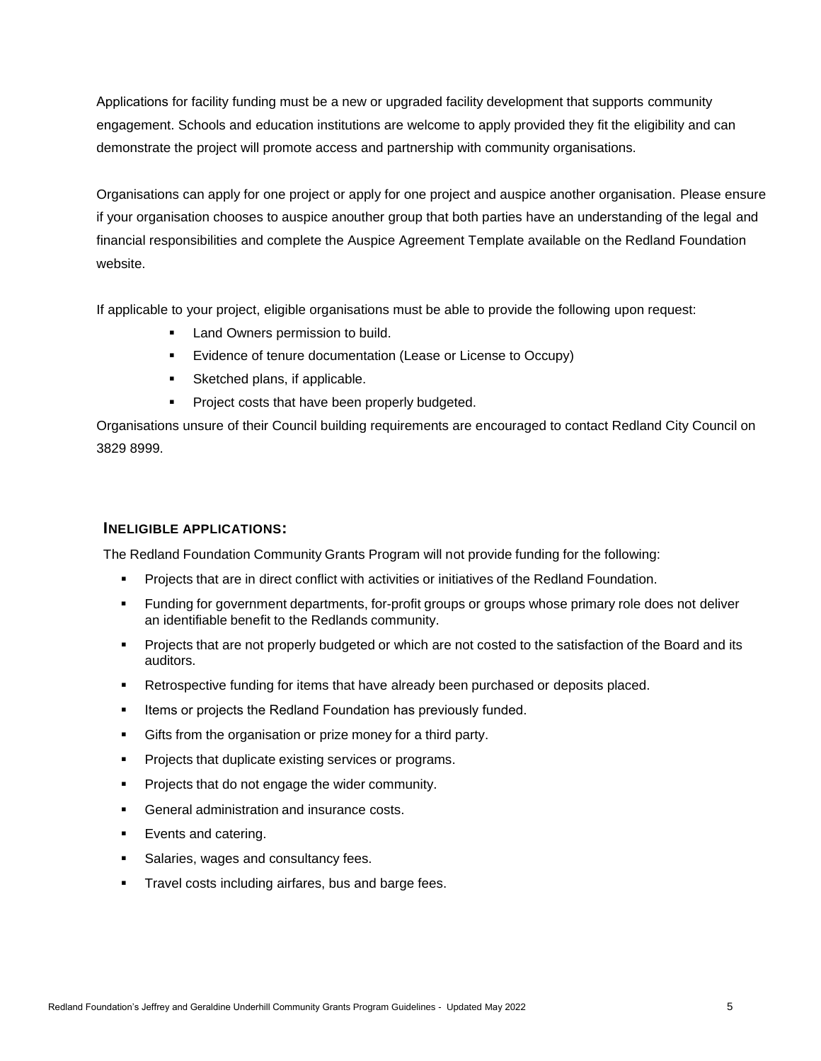Applications for facility funding must be a new or upgraded facility development that supports community engagement. Schools and education institutions are welcome to apply provided they fit the eligibility and can demonstrate the project will promote access and partnership with community organisations.

Organisations can apply for one project or apply for one project and auspice another organisation. Please ensure if your organisation chooses to auspice anouther group that both parties have an understanding of the legal and financial responsibilities and complete the Auspice Agreement Template available on the Redland Foundation website.

If applicable to your project, eligible organisations must be able to provide the following upon request:

- Land Owners permission to build.
- Evidence of tenure documentation (Lease or License to Occupy)
- Sketched plans, if applicable.
- Project costs that have been properly budgeted.

Organisations unsure of their Council building requirements are encouraged to contact Redland City Council on 3829 8999.

## INELIGIBLE APPLICATIONS:

The Redland Foundation Community Grants Program will not provide funding for the following:

- Projects that are in direct conflict with activities or initiatives of the Redland Foundation.
- Funding for government departments, for-profit groups or groups whose primary role does not deliver an identifiable benefit to the Redlands community.
- Projects that are not properly budgeted or which are not costed to the satisfaction of the Board and its auditors.
- Retrospective funding for items that have already been purchased or deposits placed.
- Items or projects the Redland Foundation has previously funded.
- Gifts from the organisation or prize money for a third party.
- Projects that duplicate existing services or programs.
- Projects that do not engage the wider community.
- General administration and insurance costs.
- Events and catering.
- Salaries, wages and consultancy fees.
- Travel costs including airfares, bus and barge fees.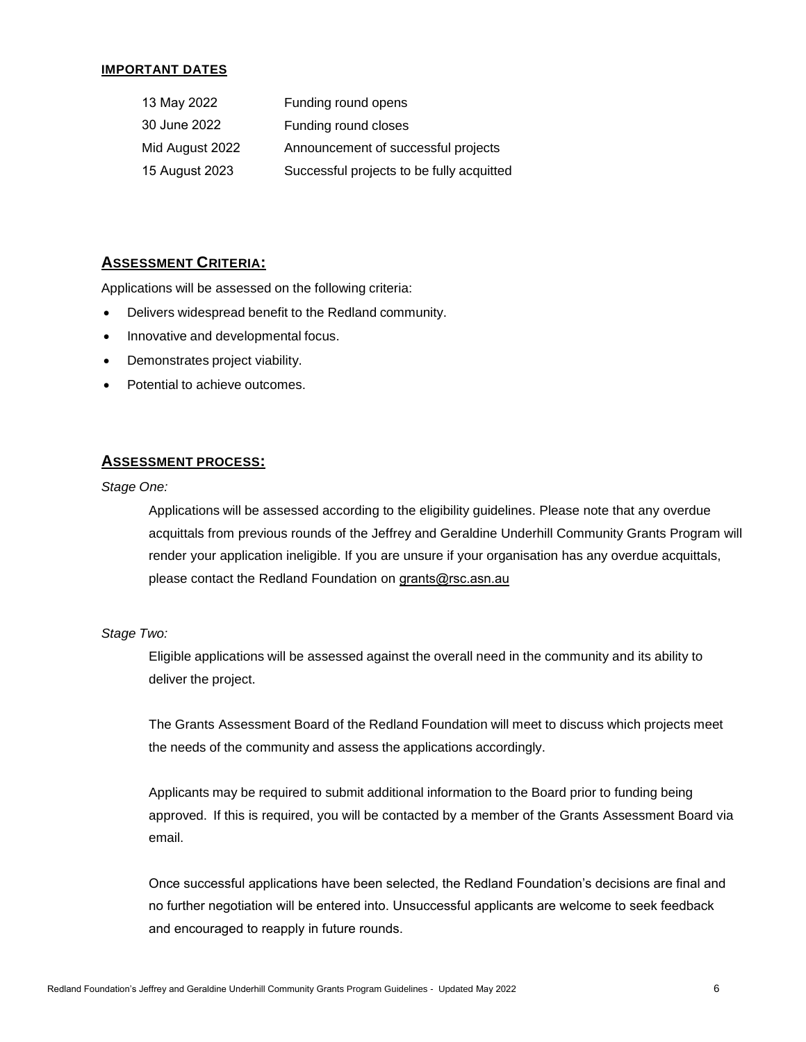**IMPORTANT DATES**

| | |
|---|---|
| 13 May 2022 | Funding round opens |
| 30 June 2022 | Funding round closes |
| Mid August 2022 | Announcement of successful projects |
| 15 August 2023 | Successful projects to be fully acquitted |

## ASSESSMENT CRITERIA:

Applications will be assessed on the following criteria:

- Delivers widespread benefit to the Redland community.
- Innovative and developmental focus.
- Demonstrates project viability.
- Potential to achieve outcomes.

## ASSESSMENT PROCESS:

*Stage One:*

Applications will be assessed according to the eligibility guidelines. Please note that any overdue acquittals from previous rounds of the Jeffrey and Geraldine Underhill Community Grants Program will render your application ineligible. If you are unsure if your organisation has any overdue acquittals, please contact the Redland Foundation on grants@rsc.asn.au

*Stage Two:*

Eligible applications will be assessed against the overall need in the community and its ability to deliver the project.

The Grants Assessment Board of the Redland Foundation will meet to discuss which projects meet the needs of the community and assess the applications accordingly.

Applicants may be required to submit additional information to the Board prior to funding being approved. If this is required, you will be contacted by a member of the Grants Assessment Board via email.

Once successful applications have been selected, the Redland Foundation's decisions are final and no further negotiation will be entered into. Unsuccessful applicants are welcome to seek feedback and encouraged to reapply in future rounds.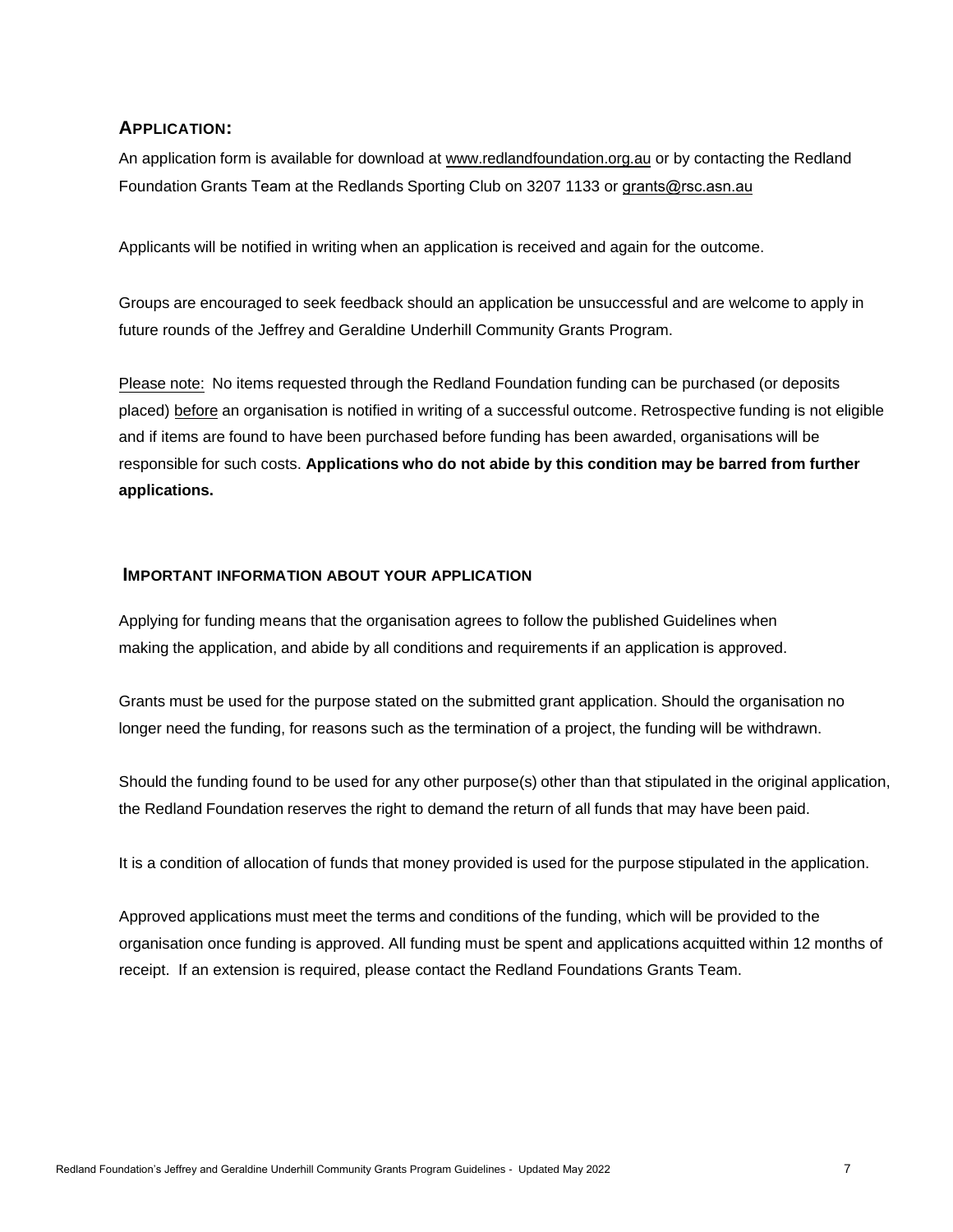## APPLICATION:

An application form is available for download at www.redlandfoundation.org.au or by contacting the Redland Foundation Grants Team at the Redlands Sporting Club on 3207 1133 or grants@rsc.asn.au

Applicants will be notified in writing when an application is received and again for the outcome.

Groups are encouraged to seek feedback should an application be unsuccessful and are welcome to apply in future rounds of the Jeffrey and Geraldine Underhill Community Grants Program.

Please note: No items requested through the Redland Foundation funding can be purchased (or deposits placed) before an organisation is notified in writing of a successful outcome. Retrospective funding is not eligible and if items are found to have been purchased before funding has been awarded, organisations will be responsible for such costs. **Applications who do not abide by this condition may be barred from further applications.**

## IMPORTANT INFORMATION ABOUT YOUR APPLICATION

Applying for funding means that the organisation agrees to follow the published Guidelines when making the application, and abide by all conditions and requirements if an application is approved.

Grants must be used for the purpose stated on the submitted grant application. Should the organisation no longer need the funding, for reasons such as the termination of a project, the funding will be withdrawn.

Should the funding found to be used for any other purpose(s) other than that stipulated in the original application, the Redland Foundation reserves the right to demand the return of all funds that may have been paid.

It is a condition of allocation of funds that money provided is used for the purpose stipulated in the application.

Approved applications must meet the terms and conditions of the funding, which will be provided to the organisation once funding is approved. All funding must be spent and applications acquitted within 12 months of receipt. If an extension is required, please contact the Redland Foundations Grants Team.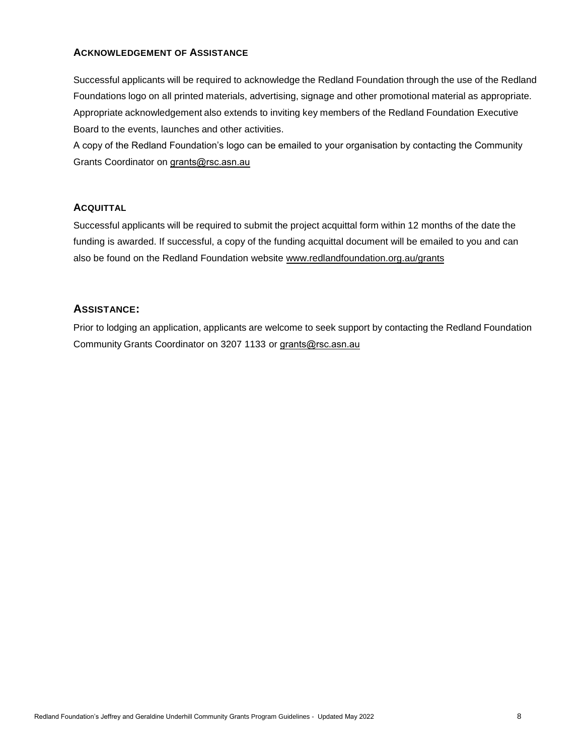## Acknowledgement of Assistance

Successful applicants will be required to acknowledge the Redland Foundation through the use of the Redland Foundations logo on all printed materials, advertising, signage and other promotional material as appropriate. Appropriate acknowledgement also extends to inviting key members of the Redland Foundation Executive Board to the events, launches and other activities.

A copy of the Redland Foundation's logo can be emailed to your organisation by contacting the Community Grants Coordinator on grants@rsc.asn.au

## Acquittal

Successful applicants will be required to submit the project acquittal form within 12 months of the date the funding is awarded. If successful, a copy of the funding acquittal document will be emailed to you and can also be found on the Redland Foundation website www.redlandfoundation.org.au/grants

## Assistance:

Prior to lodging an application, applicants are welcome to seek support by contacting the Redland Foundation Community Grants Coordinator on 3207 1133 or grants@rsc.asn.au